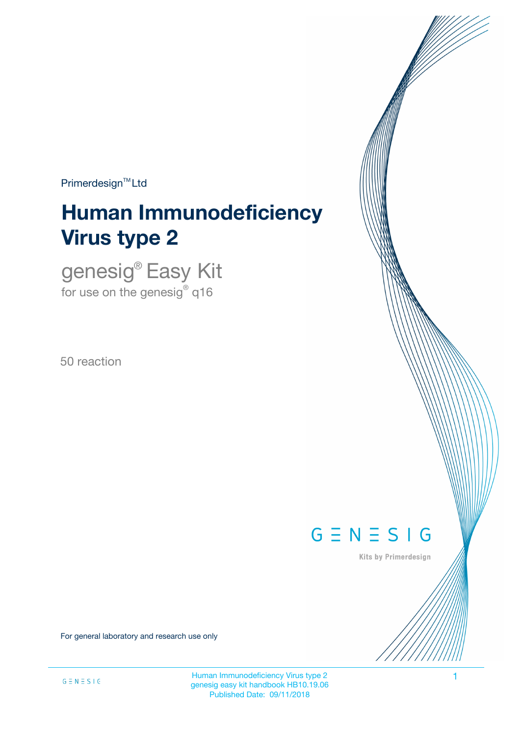Primerdesign™ Ltd

# Human Immunodeficiency Virus type 2

## genesig® Easy Kit

for use on the genesig® q16

50 reaction

GENESIG

Kits by Primerdesign

For general laboratory and research use only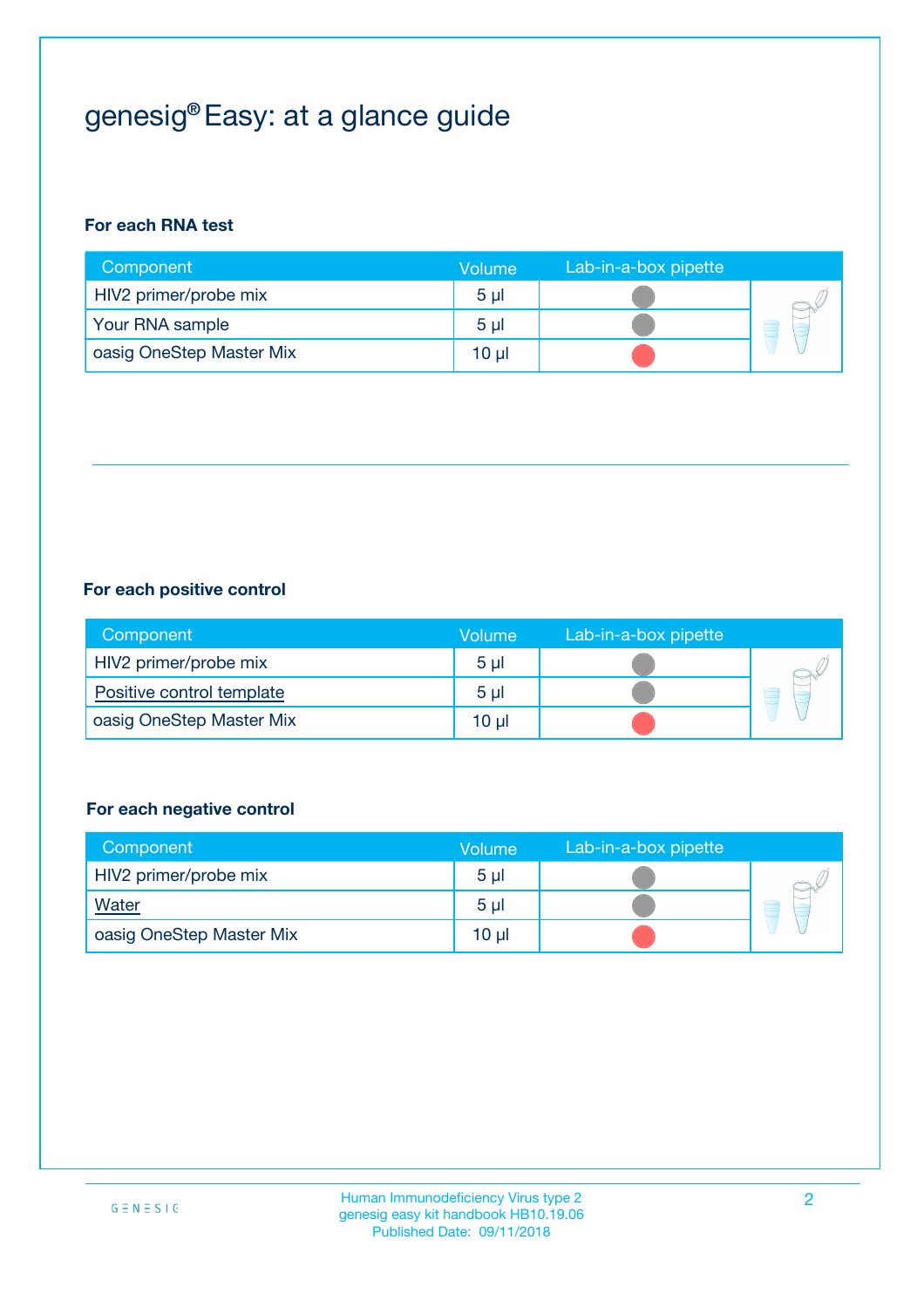# genesig® Easy: at a glance guide

**For each RNA test**

| Component | Volume | Lab-in-a-box pipette |
|---|---|---|
| HIV2 primer/probe mix | 5 µl | |
| Your RNA sample | 5 µl | |
| oasig OneStep Master Mix | 10 µl | |

**For each positive control**

| Component | Volume | Lab-in-a-box pipette |
|---|---|---|
| HIV2 primer/probe mix | 5 µl | |
| Positive control template | 5 µl | |
| oasig OneStep Master Mix | 10 µl | |

**For each negative control**

| Component | Volume | Lab-in-a-box pipette |
|---|---|---|
| HIV2 primer/probe mix | 5 µl | |
| Water | 5 µl | |
| oasig OneStep Master Mix | 10 µl | |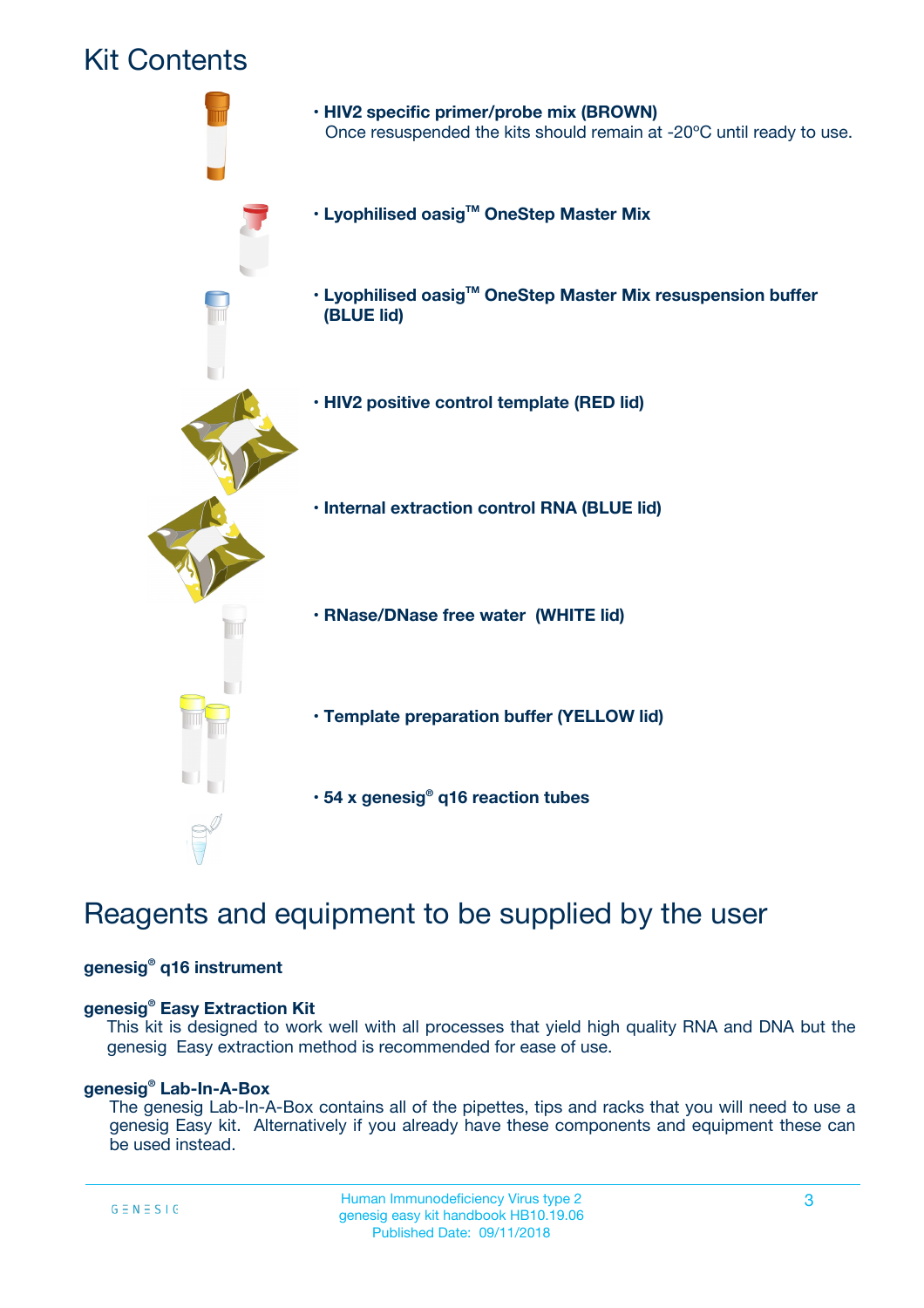# Kit Contents

- **HIV2 specific primer/probe mix (BROWN)**
  Once resuspended the kits should remain at -20ºC until ready to use.
- **Lyophilised oasig™ OneStep Master Mix**
- **Lyophilised oasig™ OneStep Master Mix resuspension buffer (BLUE lid)**
- **HIV2 positive control template (RED lid)**
- **Internal extraction control RNA (BLUE lid)**
- **RNase/DNase free water (WHITE lid)**
- **Template preparation buffer (YELLOW lid)**
- **54 x genesig® q16 reaction tubes**

# Reagents and equipment to be supplied by the user

**genesig® q16 instrument**

**genesig® Easy Extraction Kit**
This kit is designed to work well with all processes that yield high quality RNA and DNA but the genesig Easy extraction method is recommended for ease of use.

**genesig® Lab-In-A-Box**
The genesig Lab-In-A-Box contains all of the pipettes, tips and racks that you will need to use a genesig Easy kit. Alternatively if you already have these components and equipment these can be used instead.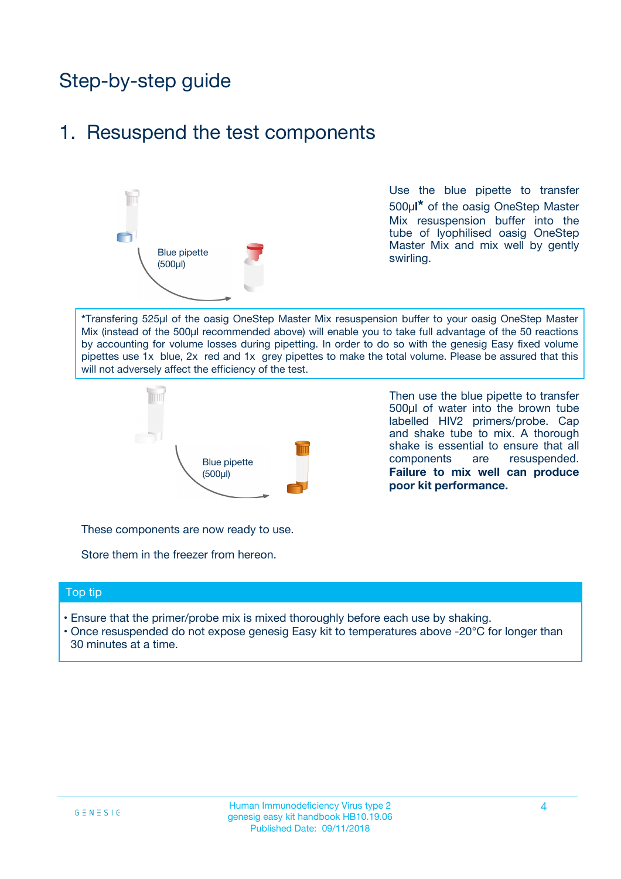# Step-by-step guide

## 1. Resuspend the test components

Blue pipette (500µl)

Use the blue pipette to transfer 500µl* of the oasig OneStep Master Mix resuspension buffer into the tube of lyophilised oasig OneStep Master Mix and mix well by gently swirling.

*Transfering 525µl of the oasig OneStep Master Mix resuspension buffer to your oasig OneStep Master Mix (instead of the 500µl recommended above) will enable you to take full advantage of the 50 reactions by accounting for volume losses during pipetting. In order to do so with the genesig Easy fixed volume pipettes use 1x blue, 2x red and 1x grey pipettes to make the total volume. Please be assured that this will not adversely affect the efficiency of the test.

Blue pipette (500µl)

Then use the blue pipette to transfer 500µl of water into the brown tube labelled HIV2 primers/probe. Cap and shake tube to mix. A thorough shake is essential to ensure that all components are resuspended. **Failure to mix well can produce poor kit performance.**

These components are now ready to use.

Store them in the freezer from hereon.

### Top tip

- Ensure that the primer/probe mix is mixed thoroughly before each use by shaking.
- Once resuspended do not expose genesig Easy kit to temperatures above -20°C for longer than 30 minutes at a time.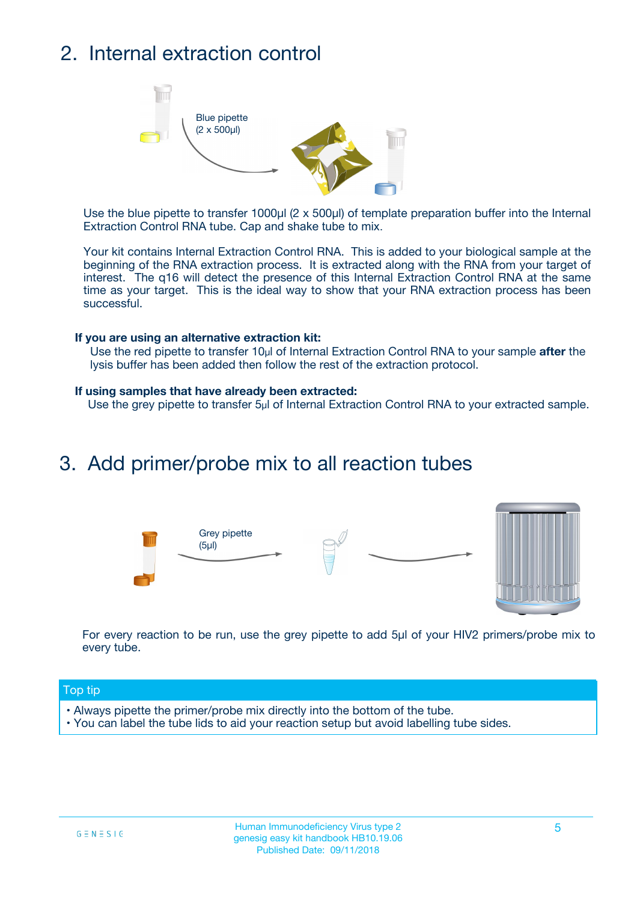## 2. Internal extraction control

Blue pipette
(2 x 500µl)

Use the blue pipette to transfer 1000µl (2 x 500µl) of template preparation buffer into the Internal Extraction Control RNA tube. Cap and shake tube to mix.

Your kit contains Internal Extraction Control RNA. This is added to your biological sample at the beginning of the RNA extraction process. It is extracted along with the RNA from your target of interest. The q16 will detect the presence of this Internal Extraction Control RNA at the same time as your target. This is the ideal way to show that your RNA extraction process has been successful.

**If you are using an alternative extraction kit:**
Use the red pipette to transfer 10µl of Internal Extraction Control RNA to your sample **after** the lysis buffer has been added then follow the rest of the extraction protocol.

**If using samples that have already been extracted:**
Use the grey pipette to transfer 5µl of Internal Extraction Control RNA to your extracted sample.

## 3. Add primer/probe mix to all reaction tubes

Grey pipette
(5µl)

For every reaction to be run, use the grey pipette to add 5µl of your HIV2 primers/probe mix to every tube.

**Top tip**

- Always pipette the primer/probe mix directly into the bottom of the tube.
- You can label the tube lids to aid your reaction setup but avoid labelling tube sides.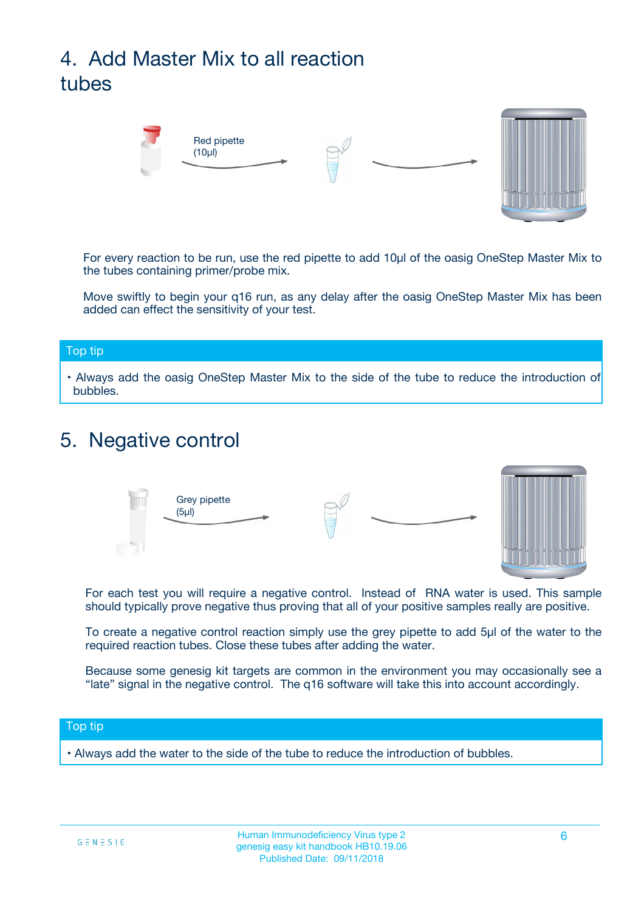# 4. Add Master Mix to all reaction tubes

Red pipette (10µl)

For every reaction to be run, use the red pipette to add 10µl of the oasig OneStep Master Mix to the tubes containing primer/probe mix.

Move swiftly to begin your q16 run, as any delay after the oasig OneStep Master Mix has been added can effect the sensitivity of your test.

**Top tip**

- Always add the oasig OneStep Master Mix to the side of the tube to reduce the introduction of bubbles.

# 5. Negative control

Grey pipette (5µl)

For each test you will require a negative control. Instead of RNA water is used. This sample should typically prove negative thus proving that all of your positive samples really are positive.

To create a negative control reaction simply use the grey pipette to add 5µl of the water to the required reaction tubes. Close these tubes after adding the water.

Because some genesig kit targets are common in the environment you may occasionally see a "late" signal in the negative control. The q16 software will take this into account accordingly.

**Top tip**

- Always add the water to the side of the tube to reduce the introduction of bubbles.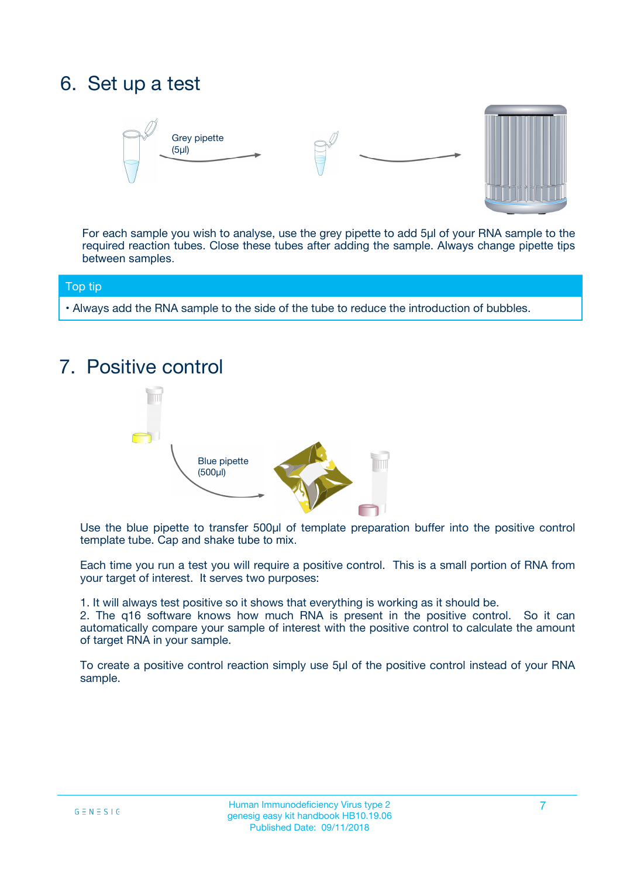# 6. Set up a test

Grey pipette (5µl)

For each sample you wish to analyse, use the grey pipette to add 5µl of your RNA sample to the required reaction tubes. Close these tubes after adding the sample. Always change pipette tips between samples.

**Top tip**

- Always add the RNA sample to the side of the tube to reduce the introduction of bubbles.

# 7. Positive control

Blue pipette (500µl)

Use the blue pipette to transfer 500µl of template preparation buffer into the positive control template tube. Cap and shake tube to mix.

Each time you run a test you will require a positive control. This is a small portion of RNA from your target of interest. It serves two purposes:

1. It will always test positive so it shows that everything is working as it should be.
2. The q16 software knows how much RNA is present in the positive control. So it can automatically compare your sample of interest with the positive control to calculate the amount of target RNA in your sample.

To create a positive control reaction simply use 5µl of the positive control instead of your RNA sample.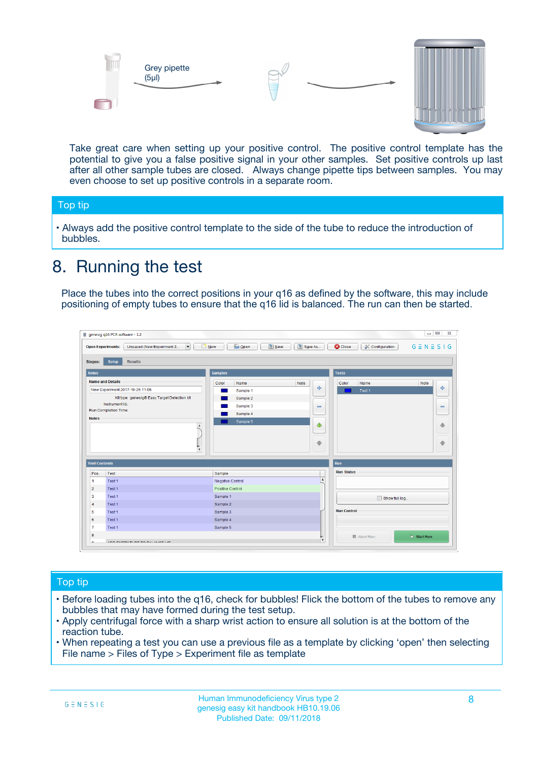Grey pipette (5µl)

Take great care when setting up your positive control. The positive control template has the potential to give you a false positive signal in your other samples. Set positive controls up last after all other sample tubes are closed. Always change pipette tips between samples. You may even choose to set up positive controls in a separate room.

## Top tip

- Always add the positive control template to the side of the tube to reduce the introduction of bubbles.

# 8. Running the test

Place the tubes into the correct positions in your q16 as defined by the software, this may include positioning of empty tubes to ensure that the q16 lid is balanced. The run can then be started.

## Top tip

- Before loading tubes into the q16, check for bubbles! Flick the bottom of the tubes to remove any bubbles that may have formed during the test setup.
- Apply centrifugal force with a sharp wrist action to ensure all solution is at the bottom of the reaction tube.
- When repeating a test you can use a previous file as a template by clicking 'open' then selecting File name > Files of Type > Experiment file as template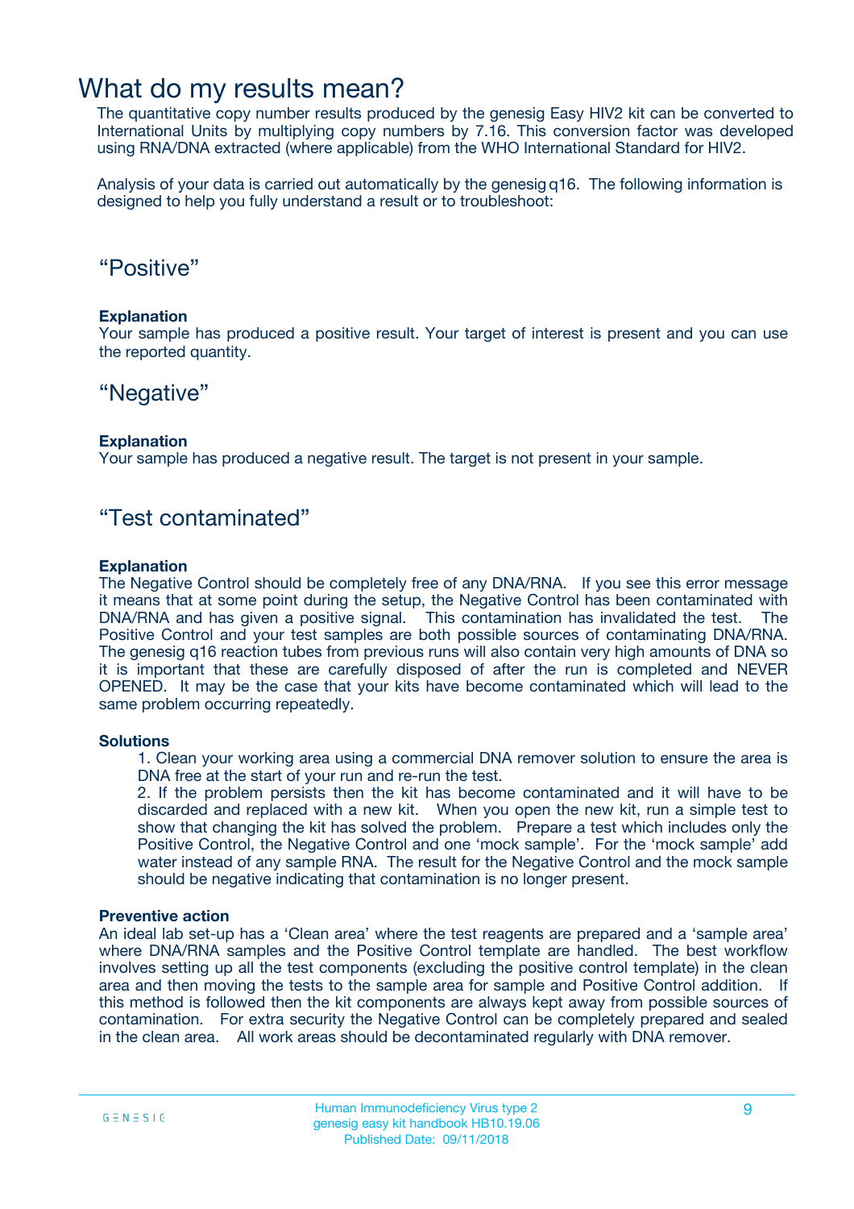# What do my results mean?

The quantitative copy number results produced by the genesig Easy HIV2 kit can be converted to International Units by multiplying copy numbers by 7.16. This conversion factor was developed using RNA/DNA extracted (where applicable) from the WHO International Standard for HIV2.

Analysis of your data is carried out automatically by the genesig q16. The following information is designed to help you fully understand a result or to troubleshoot:

## “Positive”

**Explanation**

Your sample has produced a positive result. Your target of interest is present and you can use the reported quantity.

## “Negative”

**Explanation**

Your sample has produced a negative result. The target is not present in your sample.

## “Test contaminated”

**Explanation**

The Negative Control should be completely free of any DNA/RNA. If you see this error message it means that at some point during the setup, the Negative Control has been contaminated with DNA/RNA and has given a positive signal. This contamination has invalidated the test. The Positive Control and your test samples are both possible sources of contaminating DNA/RNA. The genesig q16 reaction tubes from previous runs will also contain very high amounts of DNA so it is important that these are carefully disposed of after the run is completed and NEVER OPENED. It may be the case that your kits have become contaminated which will lead to the same problem occurring repeatedly.

**Solutions**

1. Clean your working area using a commercial DNA remover solution to ensure the area is DNA free at the start of your run and re-run the test.
2. If the problem persists then the kit has become contaminated and it will have to be discarded and replaced with a new kit. When you open the new kit, run a simple test to show that changing the kit has solved the problem. Prepare a test which includes only the Positive Control, the Negative Control and one ‘mock sample’. For the ‘mock sample’ add water instead of any sample RNA. The result for the Negative Control and the mock sample should be negative indicating that contamination is no longer present.

**Preventive action**

An ideal lab set-up has a ‘Clean area’ where the test reagents are prepared and a ‘sample area’ where DNA/RNA samples and the Positive Control template are handled. The best workflow involves setting up all the test components (excluding the positive control template) in the clean area and then moving the tests to the sample area for sample and Positive Control addition. If this method is followed then the kit components are always kept away from possible sources of contamination. For extra security the Negative Control can be completely prepared and sealed in the clean area. All work areas should be decontaminated regularly with DNA remover.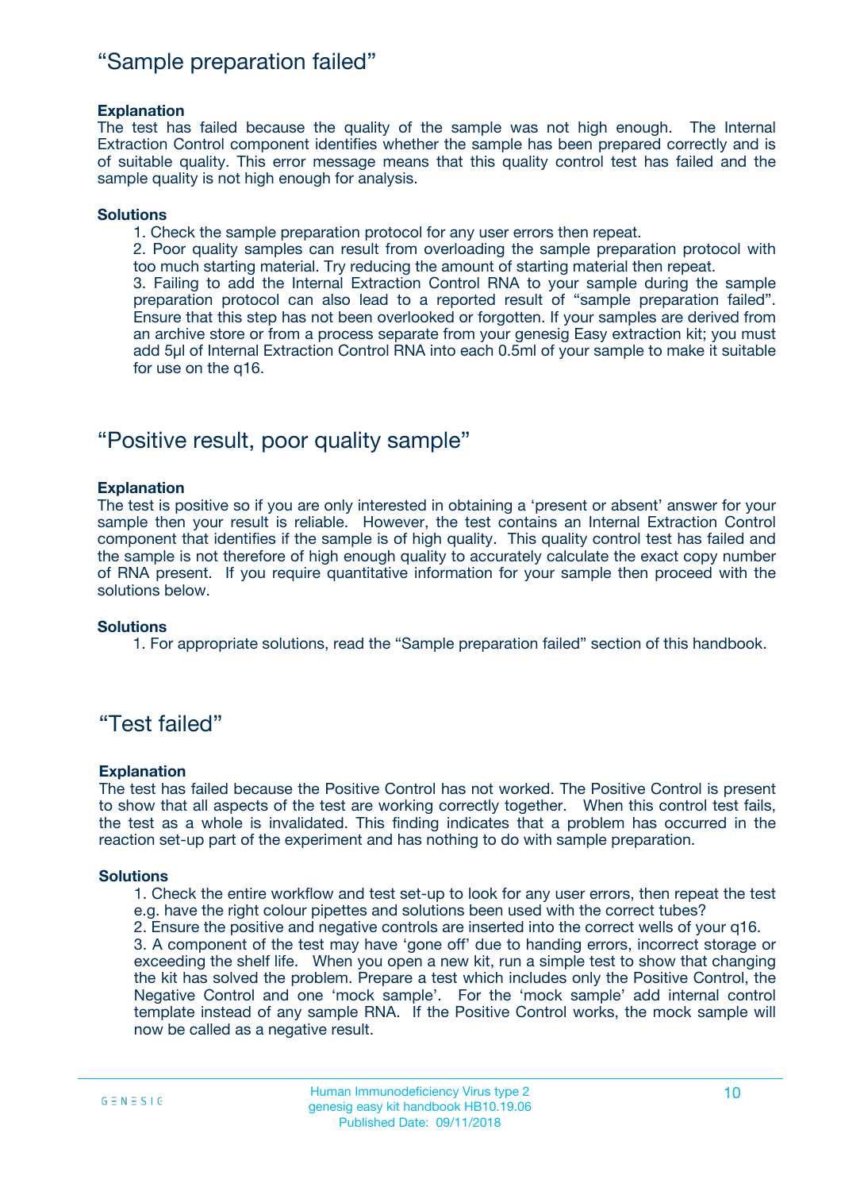## "Sample preparation failed"

**Explanation**

The test has failed because the quality of the sample was not high enough. The Internal Extraction Control component identifies whether the sample has been prepared correctly and is of suitable quality. This error message means that this quality control test has failed and the sample quality is not high enough for analysis.

**Solutions**

1. Check the sample preparation protocol for any user errors then repeat.
2. Poor quality samples can result from overloading the sample preparation protocol with too much starting material. Try reducing the amount of starting material then repeat.
3. Failing to add the Internal Extraction Control RNA to your sample during the sample preparation protocol can also lead to a reported result of "sample preparation failed". Ensure that this step has not been overlooked or forgotten. If your samples are derived from an archive store or from a process separate from your genesig Easy extraction kit; you must add 5µl of Internal Extraction Control RNA into each 0.5ml of your sample to make it suitable for use on the q16.

## "Positive result, poor quality sample"

**Explanation**

The test is positive so if you are only interested in obtaining a 'present or absent' answer for your sample then your result is reliable. However, the test contains an Internal Extraction Control component that identifies if the sample is of high quality. This quality control test has failed and the sample is not therefore of high enough quality to accurately calculate the exact copy number of RNA present. If you require quantitative information for your sample then proceed with the solutions below.

**Solutions**

1. For appropriate solutions, read the "Sample preparation failed" section of this handbook.

## "Test failed"

**Explanation**

The test has failed because the Positive Control has not worked. The Positive Control is present to show that all aspects of the test are working correctly together. When this control test fails, the test as a whole is invalidated. This finding indicates that a problem has occurred in the reaction set-up part of the experiment and has nothing to do with sample preparation.

**Solutions**

1. Check the entire workflow and test set-up to look for any user errors, then repeat the test e.g. have the right colour pipettes and solutions been used with the correct tubes?
2. Ensure the positive and negative controls are inserted into the correct wells of your q16.
3. A component of the test may have 'gone off' due to handing errors, incorrect storage or exceeding the shelf life. When you open a new kit, run a simple test to show that changing the kit has solved the problem. Prepare a test which includes only the Positive Control, the Negative Control and one 'mock sample'. For the 'mock sample' add internal control template instead of any sample RNA. If the Positive Control works, the mock sample will now be called as a negative result.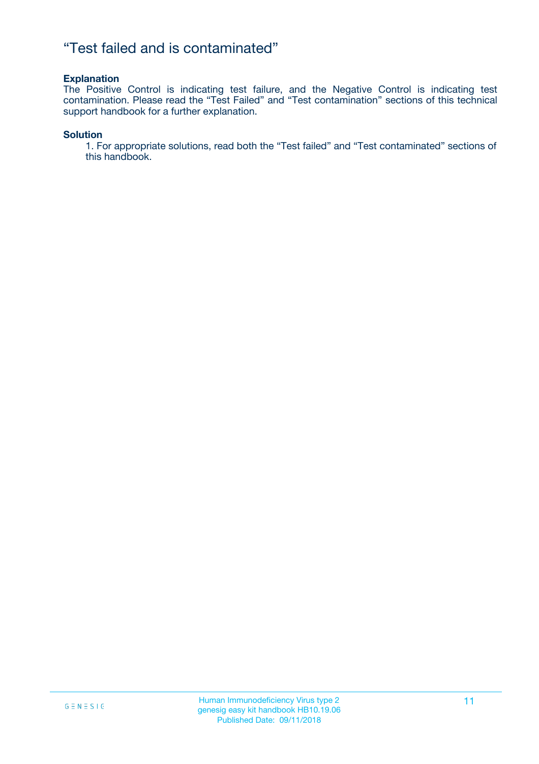# “Test failed and is contaminated”

**Explanation**

The Positive Control is indicating test failure, and the Negative Control is indicating test contamination. Please read the “Test Failed” and “Test contamination” sections of this technical support handbook for a further explanation.

**Solution**

1. For appropriate solutions, read both the “Test failed” and “Test contaminated” sections of this handbook.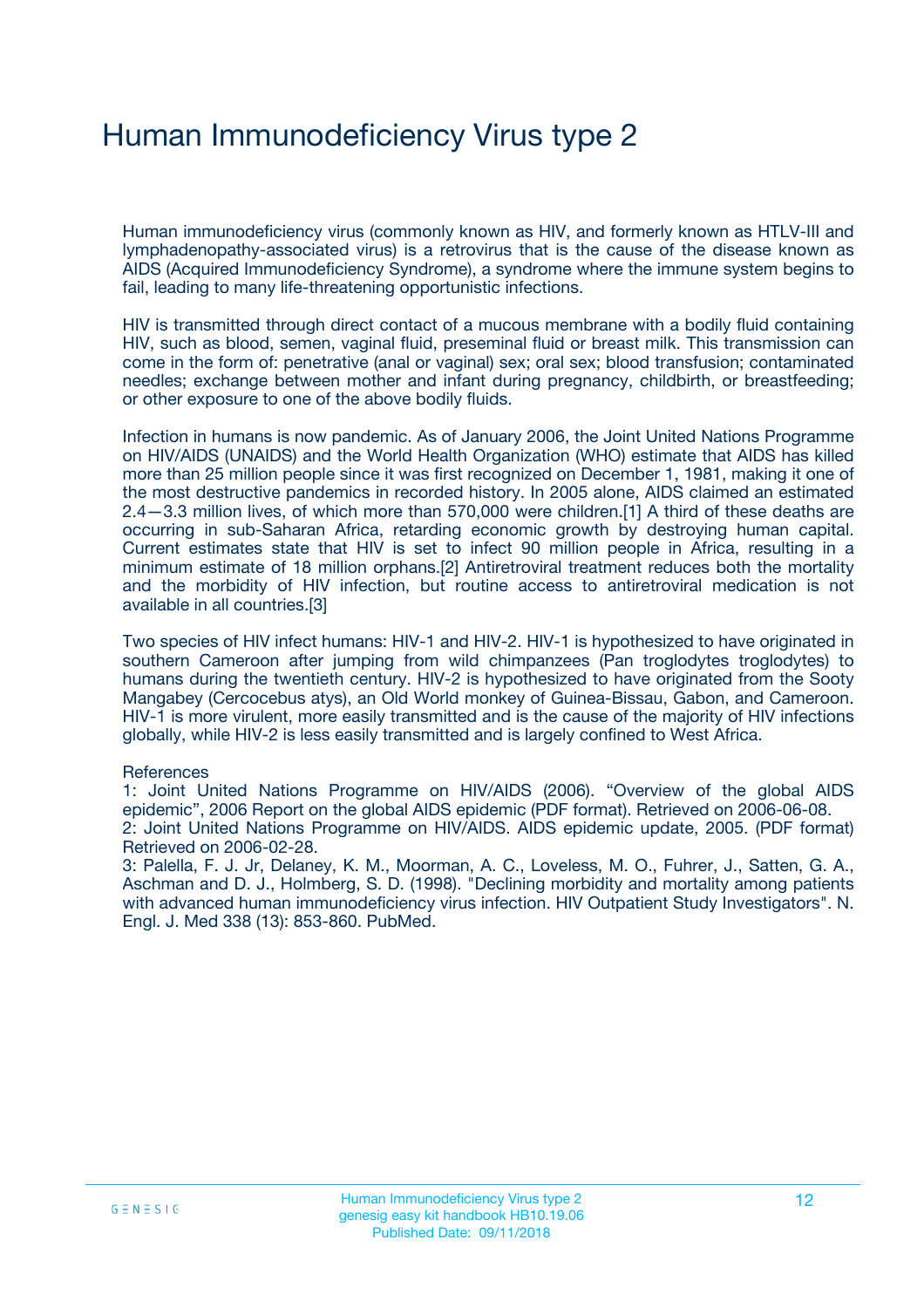# Human Immunodeficiency Virus type 2

Human immunodeficiency virus (commonly known as HIV, and formerly known as HTLV-III and lymphadenopathy-associated virus) is a retrovirus that is the cause of the disease known as AIDS (Acquired Immunodeficiency Syndrome), a syndrome where the immune system begins to fail, leading to many life-threatening opportunistic infections.

HIV is transmitted through direct contact of a mucous membrane with a bodily fluid containing HIV, such as blood, semen, vaginal fluid, preseminal fluid or breast milk. This transmission can come in the form of: penetrative (anal or vaginal) sex; oral sex; blood transfusion; contaminated needles; exchange between mother and infant during pregnancy, childbirth, or breastfeeding; or other exposure to one of the above bodily fluids.

Infection in humans is now pandemic. As of January 2006, the Joint United Nations Programme on HIV/AIDS (UNAIDS) and the World Health Organization (WHO) estimate that AIDS has killed more than 25 million people since it was first recognized on December 1, 1981, making it one of the most destructive pandemics in recorded history. In 2005 alone, AIDS claimed an estimated 2.4—3.3 million lives, of which more than 570,000 were children.[1] A third of these deaths are occurring in sub-Saharan Africa, retarding economic growth by destroying human capital. Current estimates state that HIV is set to infect 90 million people in Africa, resulting in a minimum estimate of 18 million orphans.[2] Antiretroviral treatment reduces both the mortality and the morbidity of HIV infection, but routine access to antiretroviral medication is not available in all countries.[3]

Two species of HIV infect humans: HIV-1 and HIV-2. HIV-1 is hypothesized to have originated in southern Cameroon after jumping from wild chimpanzees (Pan troglodytes troglodytes) to humans during the twentieth century. HIV-2 is hypothesized to have originated from the Sooty Mangabey (Cercocebus atys), an Old World monkey of Guinea-Bissau, Gabon, and Cameroon. HIV-1 is more virulent, more easily transmitted and is the cause of the majority of HIV infections globally, while HIV-2 is less easily transmitted and is largely confined to West Africa.

References

1: Joint United Nations Programme on HIV/AIDS (2006). “Overview of the global AIDS epidemic”, 2006 Report on the global AIDS epidemic (PDF format). Retrieved on 2006-06-08.

2: Joint United Nations Programme on HIV/AIDS. AIDS epidemic update, 2005. (PDF format) Retrieved on 2006-02-28.

3: Palella, F. J. Jr, Delaney, K. M., Moorman, A. C., Loveless, M. O., Fuhrer, J., Satten, G. A., Aschman and D. J., Holmberg, S. D. (1998). "Declining morbidity and mortality among patients with advanced human immunodeficiency virus infection. HIV Outpatient Study Investigators". N. Engl. J. Med 338 (13): 853-860. PubMed.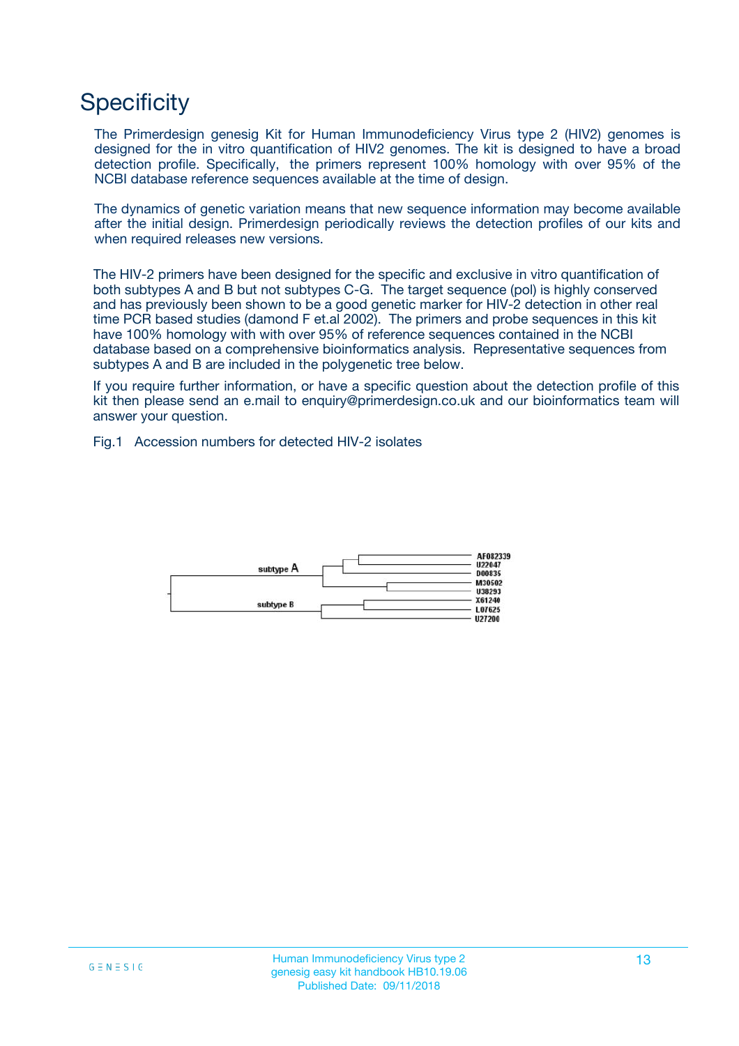# Specificity

The Primerdesign genesig Kit for Human Immunodeficiency Virus type 2 (HIV2) genomes is designed for the in vitro quantification of HIV2 genomes. The kit is designed to have a broad detection profile. Specifically, the primers represent 100% homology with over 95% of the NCBI database reference sequences available at the time of design.

The dynamics of genetic variation means that new sequence information may become available after the initial design. Primerdesign periodically reviews the detection profiles of our kits and when required releases new versions.

The HIV-2 primers have been designed for the specific and exclusive in vitro quantification of both subtypes A and B but not subtypes C-G. The target sequence (pol) is highly conserved and has previously been shown to be a good genetic marker for HIV-2 detection in other real time PCR based studies (damond F et.al 2002). The primers and probe sequences in this kit have 100% homology with with over 95% of reference sequences contained in the NCBI database based on a comprehensive bioinformatics analysis. Representative sequences from subtypes A and B are included in the polygenetic tree below.

If you require further information, or have a specific question about the detection profile of this kit then please send an e.mail to enquiry@primerdesign.co.uk and our bioinformatics team will answer your question.

Fig.1 Accession numbers for detected HIV-2 isolates

subtype A: AF082339, U22047, D00835, M30502, U38293

subtype B: X61240, L07625, U27200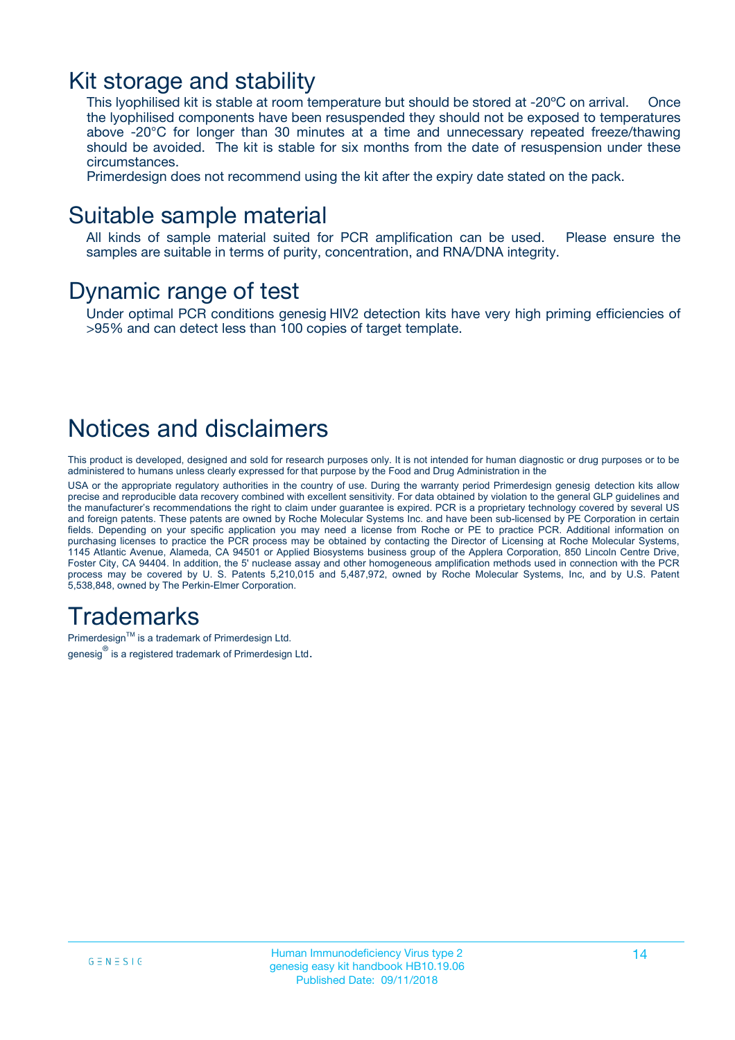## Kit storage and stability

This lyophilised kit is stable at room temperature but should be stored at -20ºC on arrival. Once the lyophilised components have been resuspended they should not be exposed to temperatures above -20°C for longer than 30 minutes at a time and unnecessary repeated freeze/thawing should be avoided. The kit is stable for six months from the date of resuspension under these circumstances.

Primerdesign does not recommend using the kit after the expiry date stated on the pack.

## Suitable sample material

All kinds of sample material suited for PCR amplification can be used. Please ensure the samples are suitable in terms of purity, concentration, and RNA/DNA integrity.

## Dynamic range of test

Under optimal PCR conditions genesig HIV2 detection kits have very high priming efficiencies of >95% and can detect less than 100 copies of target template.

# Notices and disclaimers

This product is developed, designed and sold for research purposes only. It is not intended for human diagnostic or drug purposes or to be administered to humans unless clearly expressed for that purpose by the Food and Drug Administration in the

USA or the appropriate regulatory authorities in the country of use. During the warranty period Primerdesign genesig detection kits allow precise and reproducible data recovery combined with excellent sensitivity. For data obtained by violation to the general GLP guidelines and the manufacturer's recommendations the right to claim under guarantee is expired. PCR is a proprietary technology covered by several US and foreign patents. These patents are owned by Roche Molecular Systems Inc. and have been sub-licensed by PE Corporation in certain fields. Depending on your specific application you may need a license from Roche or PE to practice PCR. Additional information on purchasing licenses to practice the PCR process may be obtained by contacting the Director of Licensing at Roche Molecular Systems, 1145 Atlantic Avenue, Alameda, CA 94501 or Applied Biosystems business group of the Applera Corporation, 850 Lincoln Centre Drive, Foster City, CA 94404. In addition, the 5' nuclease assay and other homogeneous amplification methods used in connection with the PCR process may be covered by U. S. Patents 5,210,015 and 5,487,972, owned by Roche Molecular Systems, Inc, and by U.S. Patent 5,538,848, owned by The Perkin-Elmer Corporation.

# Trademarks

Primerdesign™ is a trademark of Primerdesign Ltd.

genesig® is a registered trademark of Primerdesign Ltd.